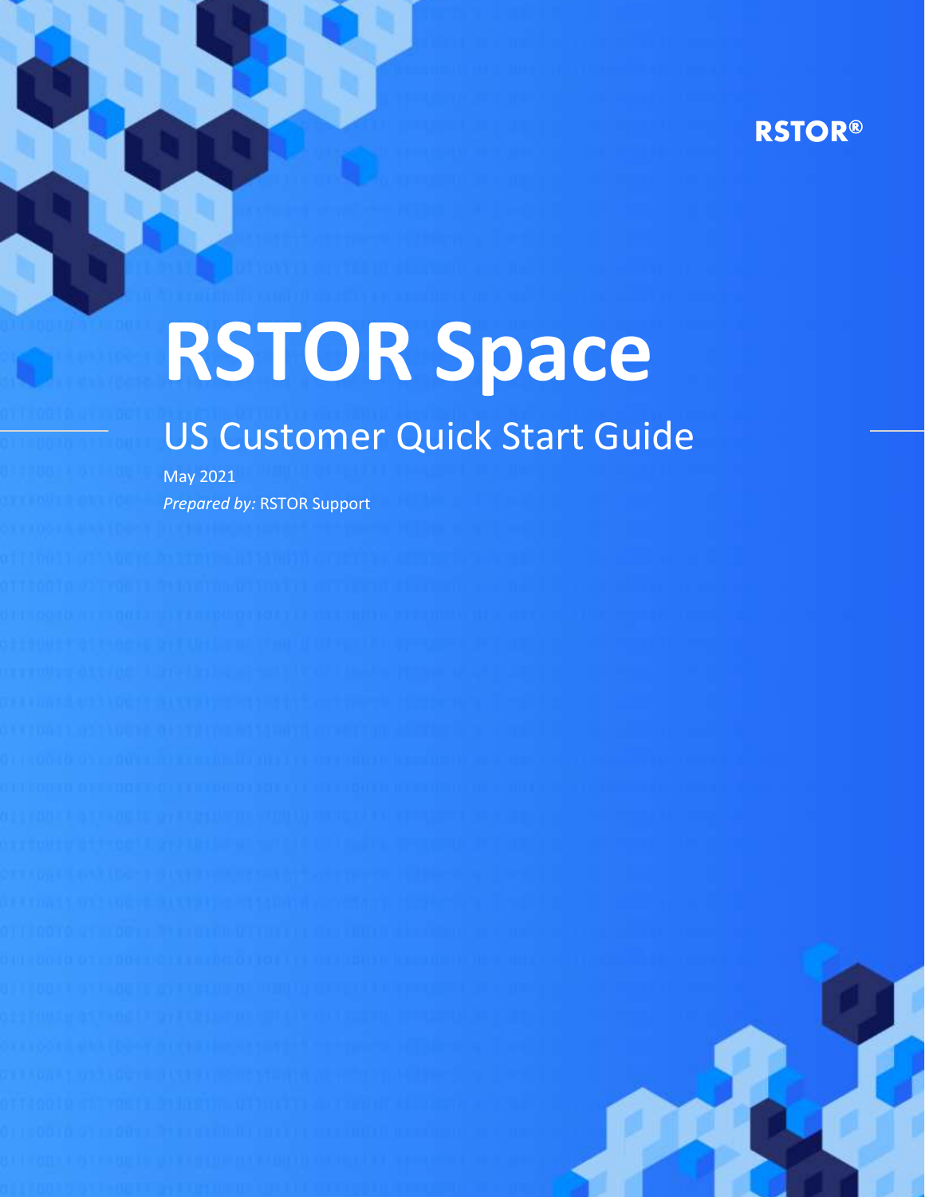RSTOR®

# RSTOR Space

## US Customer Quick Start Guide

May 2021

*Prepared by:* RSTOR Support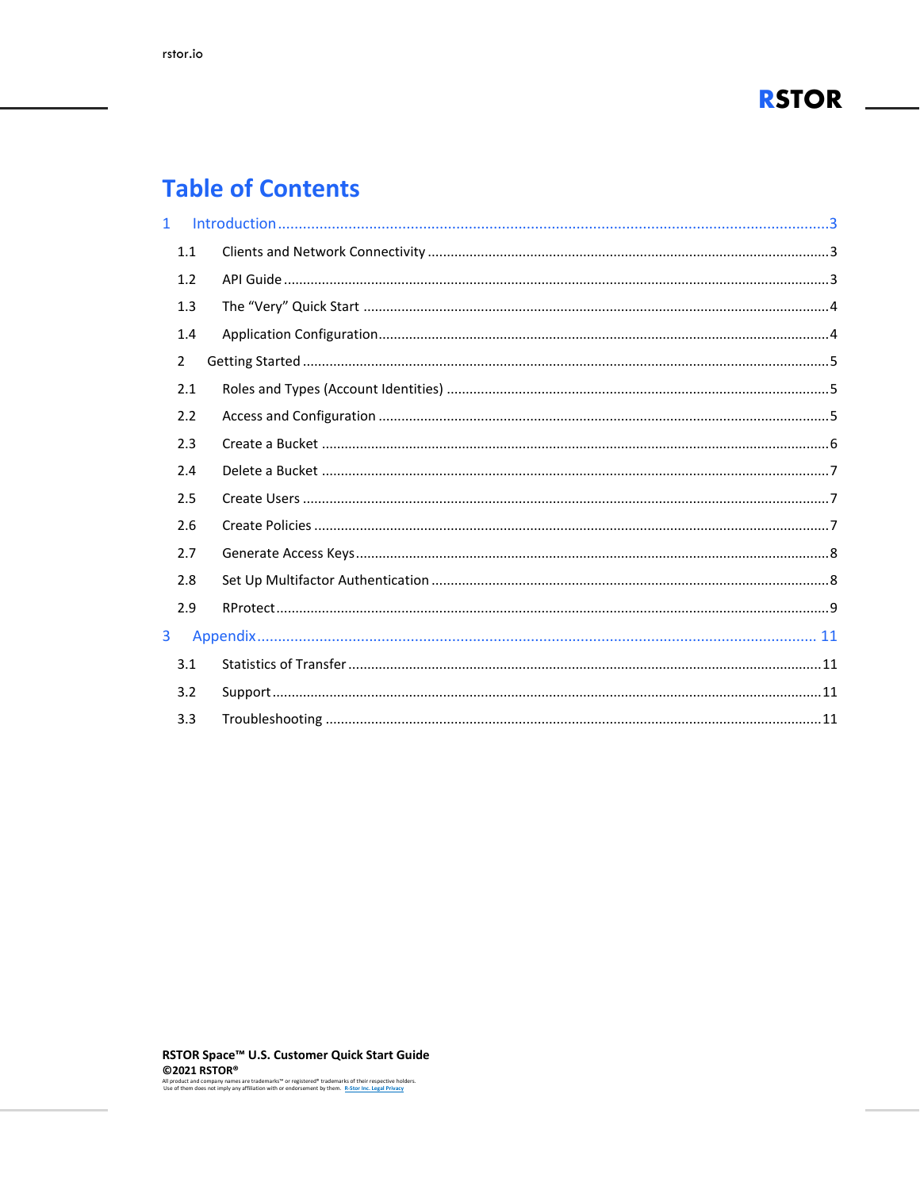# Table of Contents

1 Introduction ..... 3

- 1.1 Clients and Network Connectivity ..... 3
- 1.2 API Guide ..... 3
- 1.3 The "Very" Quick Start ..... 4
- 1.4 Application Configuration ..... 4

2 Getting Started ..... 5

- 2.1 Roles and Types (Account Identities) ..... 5
- 2.2 Access and Configuration ..... 5
- 2.3 Create a Bucket ..... 6
- 2.4 Delete a Bucket ..... 7
- 2.5 Create Users ..... 7
- 2.6 Create Policies ..... 7
- 2.7 Generate Access Keys ..... 8
- 2.8 Set Up Multifactor Authentication ..... 8
- 2.9 RProtect ..... 9

3 Appendix ..... 11

- 3.1 Statistics of Transfer ..... 11
- 3.2 Support ..... 11
- 3.3 Troubleshooting ..... 11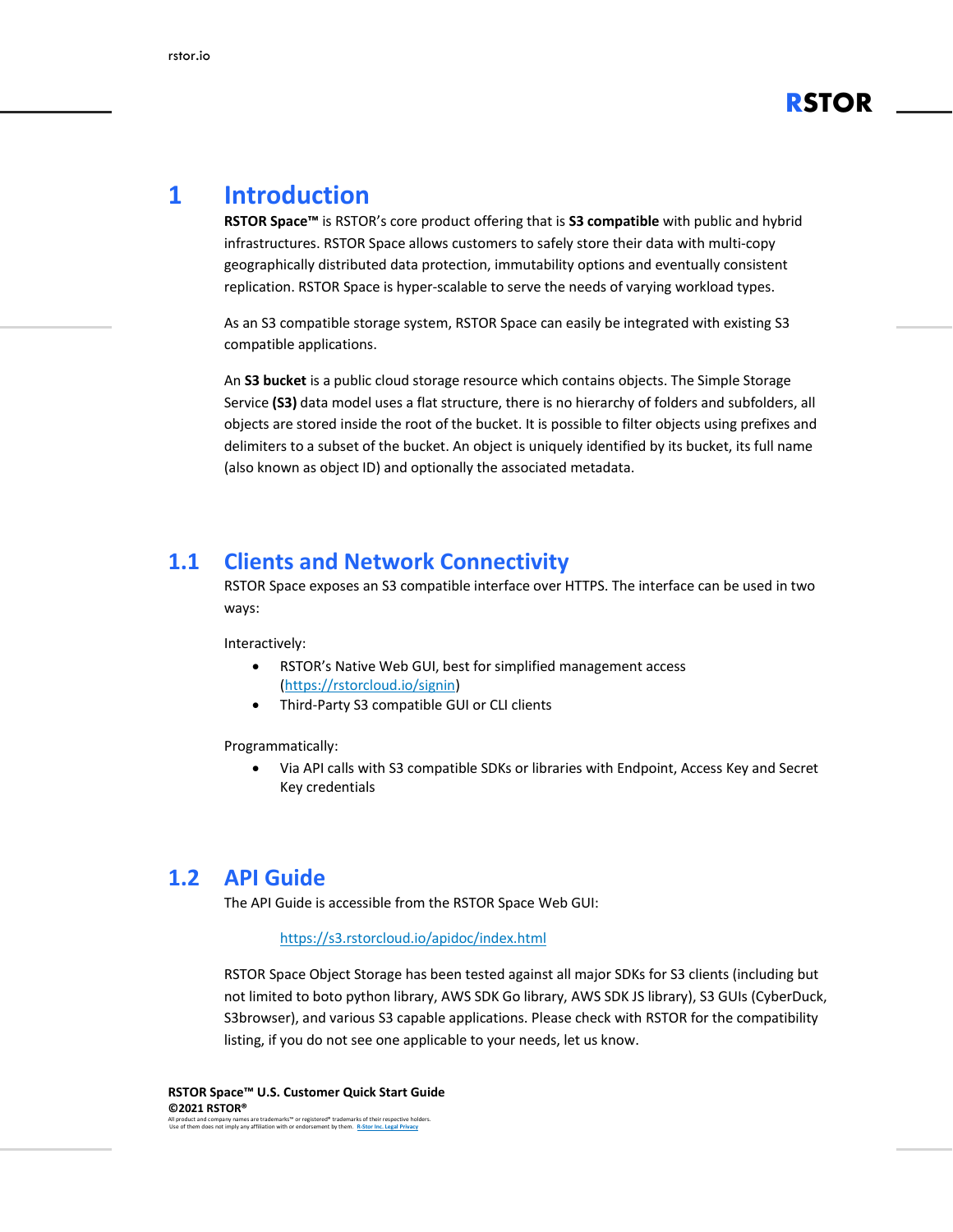# 1 Introduction

**RSTOR Space™** is RSTOR's core product offering that is **S3 compatible** with public and hybrid infrastructures. RSTOR Space allows customers to safely store their data with multi-copy geographically distributed data protection, immutability options and eventually consistent replication. RSTOR Space is hyper-scalable to serve the needs of varying workload types.

As an S3 compatible storage system, RSTOR Space can easily be integrated with existing S3 compatible applications.

An **S3 bucket** is a public cloud storage resource which contains objects. The Simple Storage Service **(S3)** data model uses a flat structure, there is no hierarchy of folders and subfolders, all objects are stored inside the root of the bucket. It is possible to filter objects using prefixes and delimiters to a subset of the bucket. An object is uniquely identified by its bucket, its full name (also known as object ID) and optionally the associated metadata.

## 1.1 Clients and Network Connectivity

RSTOR Space exposes an S3 compatible interface over HTTPS. The interface can be used in two ways:

Interactively:

- RSTOR's Native Web GUI, best for simplified management access (https://rstorcloud.io/signin)
- Third-Party S3 compatible GUI or CLI clients

Programmatically:

- Via API calls with S3 compatible SDKs or libraries with Endpoint, Access Key and Secret Key credentials

## 1.2 API Guide

The API Guide is accessible from the RSTOR Space Web GUI:

https://s3.rstorcloud.io/apidoc/index.html

RSTOR Space Object Storage has been tested against all major SDKs for S3 clients (including but not limited to boto python library, AWS SDK Go library, AWS SDK JS library), S3 GUIs (CyberDuck, S3browser), and various S3 capable applications. Please check with RSTOR for the compatibility listing, if you do not see one applicable to your needs, let us know.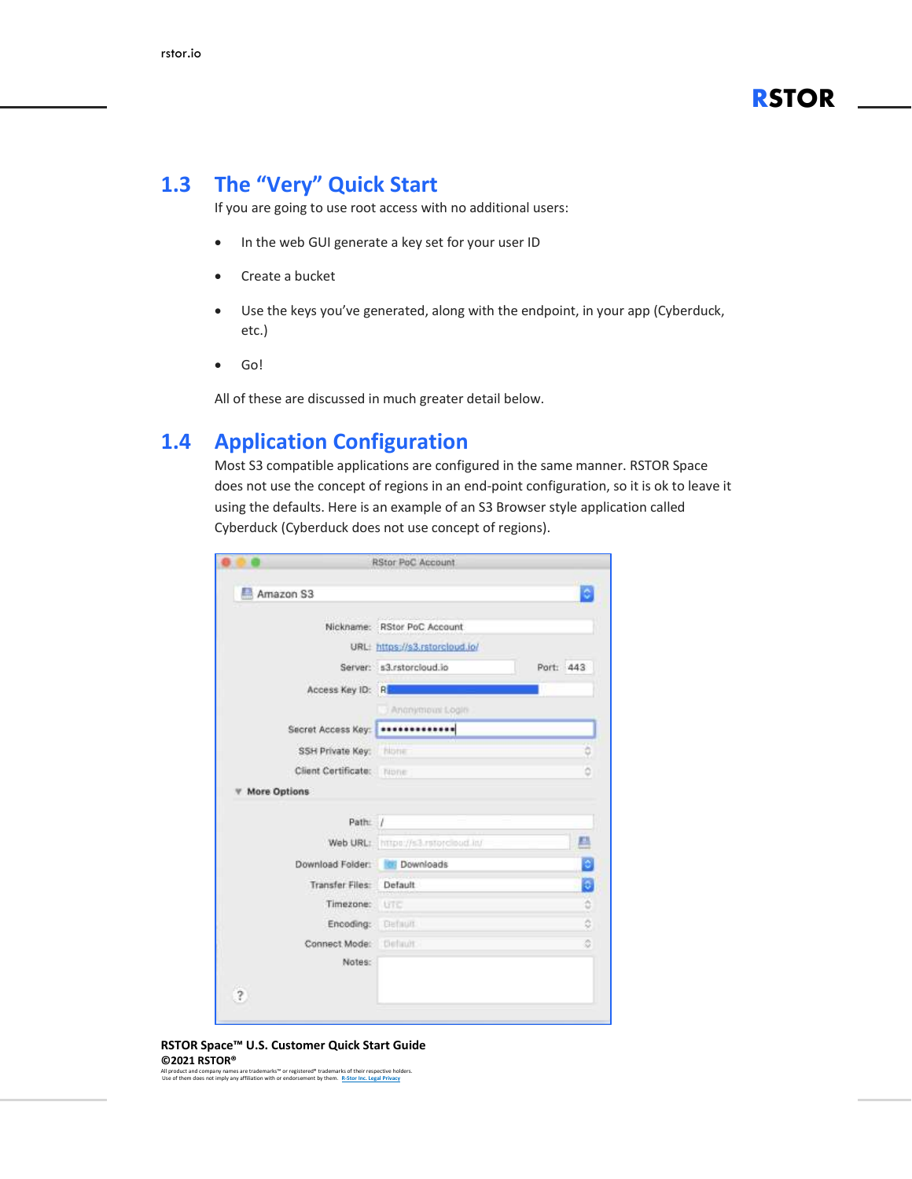## 1.3 The "Very" Quick Start

If you are going to use root access with no additional users:

- In the web GUI generate a key set for your user ID
- Create a bucket
- Use the keys you've generated, along with the endpoint, in your app (Cyberduck, etc.)
- Go!

All of these are discussed in much greater detail below.

## 1.4 Application Configuration

Most S3 compatible applications are configured in the same manner. RSTOR Space does not use the concept of regions in an end-point configuration, so it is ok to leave it using the defaults. Here is an example of an S3 Browser style application called Cyberduck (Cyberduck does not use concept of regions).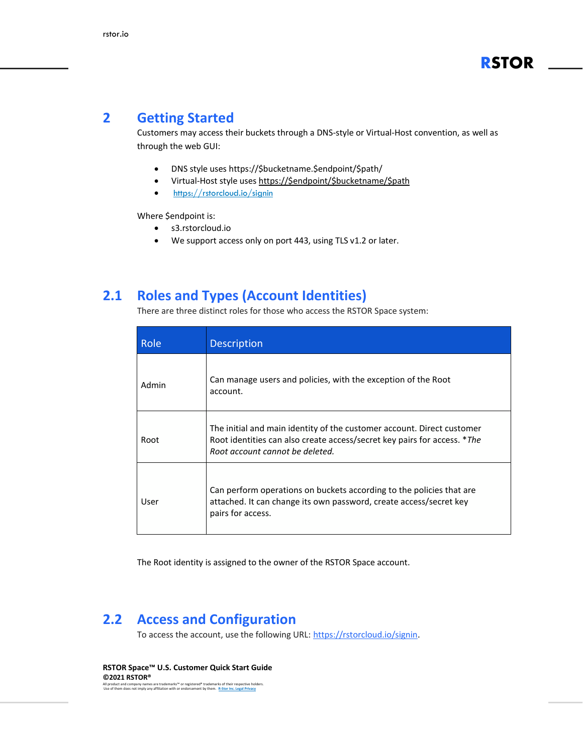# 2 Getting Started

Customers may access their buckets through a DNS-style or Virtual-Host convention, as well as through the web GUI:

- DNS style uses https://$bucketname.$endpoint/$path/
- Virtual-Host style uses https://$endpoint/$bucketname/$path
- https://rstorcloud.io/signin

Where $endpoint is:

- s3.rstorcloud.io
- We support access only on port 443, using TLS v1.2 or later.

## 2.1 Roles and Types (Account Identities)

There are three distinct roles for those who access the RSTOR Space system:

| Role | Description |
| --- | --- |
| Admin | Can manage users and policies, with the exception of the Root account. |
| Root | The initial and main identity of the customer account. Direct customer Root identities can also create access/secret key pairs for access. **The Root account cannot be deleted.* |
| User | Can perform operations on buckets according to the policies that are attached. It can change its own password, create access/secret key pairs for access. |

The Root identity is assigned to the owner of the RSTOR Space account.

## 2.2 Access and Configuration

To access the account, use the following URL: https://rstorcloud.io/signin.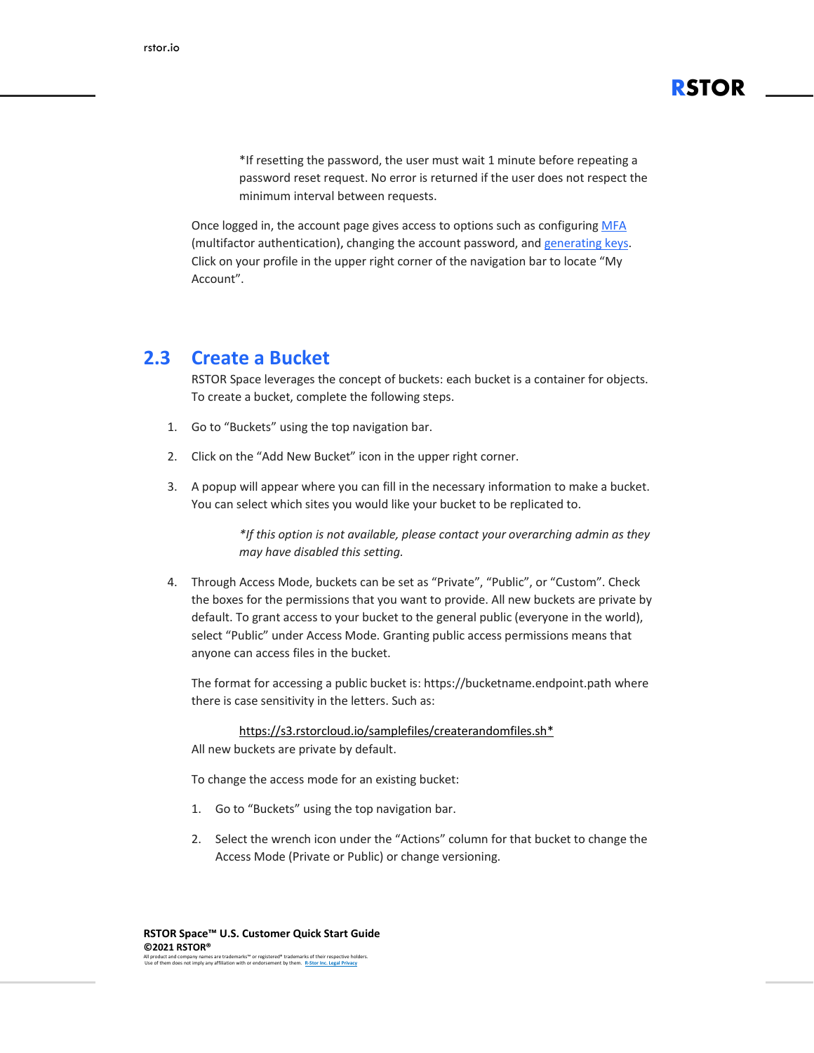*If resetting the password, the user must wait 1 minute before repeating a password reset request. No error is returned if the user does not respect the minimum interval between requests.

Once logged in, the account page gives access to options such as configuring MFA (multifactor authentication), changing the account password, and generating keys. Click on your profile in the upper right corner of the navigation bar to locate "My Account".

## 2.3 Create a Bucket

RSTOR Space leverages the concept of buckets: each bucket is a container for objects. To create a bucket, complete the following steps.

1. Go to "Buckets" using the top navigation bar.
2. Click on the "Add New Bucket" icon in the upper right corner.
3. A popup will appear where you can fill in the necessary information to make a bucket. You can select which sites you would like your bucket to be replicated to.

   *\*If this option is not available, please contact your overarching admin as they may have disabled this setting.*

4. Through Access Mode, buckets can be set as "Private", "Public", or "Custom". Check the boxes for the permissions that you want to provide. All new buckets are private by default. To grant access to your bucket to the general public (everyone in the world), select "Public" under Access Mode. Granting public access permissions means that anyone can access files in the bucket.

   The format for accessing a public bucket is: https://bucketname.endpoint.path where there is case sensitivity in the letters. Such as:

   https://s3.rstorcloud.io/samplefiles/createrandomfiles.sh*

   All new buckets are private by default.

   To change the access mode for an existing bucket:

   1. Go to "Buckets" using the top navigation bar.
   2. Select the wrench icon under the "Actions" column for that bucket to change the Access Mode (Private or Public) or change versioning.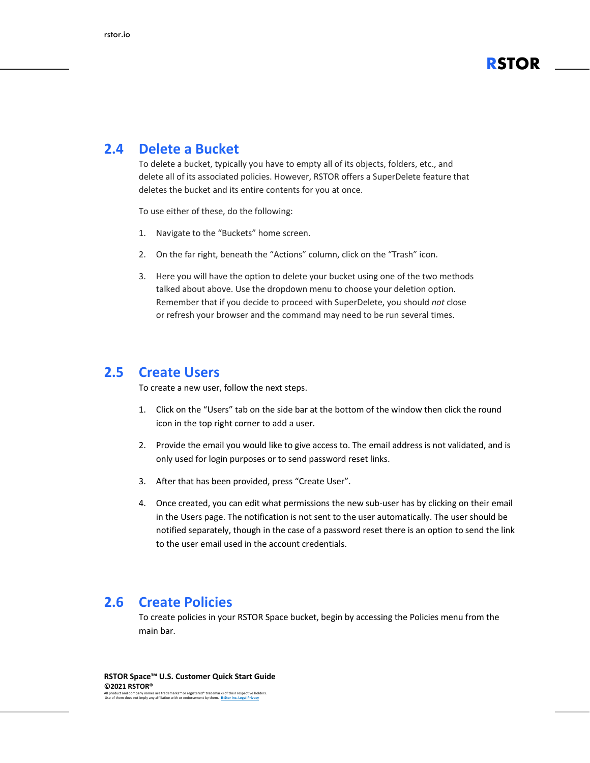## 2.4 Delete a Bucket

To delete a bucket, typically you have to empty all of its objects, folders, etc., and delete all of its associated policies. However, RSTOR offers a SuperDelete feature that deletes the bucket and its entire contents for you at once.

To use either of these, do the following:

1. Navigate to the “Buckets” home screen.
2. On the far right, beneath the “Actions” column, click on the “Trash” icon.
3. Here you will have the option to delete your bucket using one of the two methods talked about above. Use the dropdown menu to choose your deletion option. Remember that if you decide to proceed with SuperDelete, you should *not* close or refresh your browser and the command may need to be run several times.

## 2.5 Create Users

To create a new user, follow the next steps.

1. Click on the “Users” tab on the side bar at the bottom of the window then click the round icon in the top right corner to add a user.
2. Provide the email you would like to give access to. The email address is not validated, and is only used for login purposes or to send password reset links.
3. After that has been provided, press “Create User”.
4. Once created, you can edit what permissions the new sub-user has by clicking on their email in the Users page. The notification is not sent to the user automatically. The user should be notified separately, though in the case of a password reset there is an option to send the link to the user email used in the account credentials.

## 2.6 Create Policies

To create policies in your RSTOR Space bucket, begin by accessing the Policies menu from the main bar.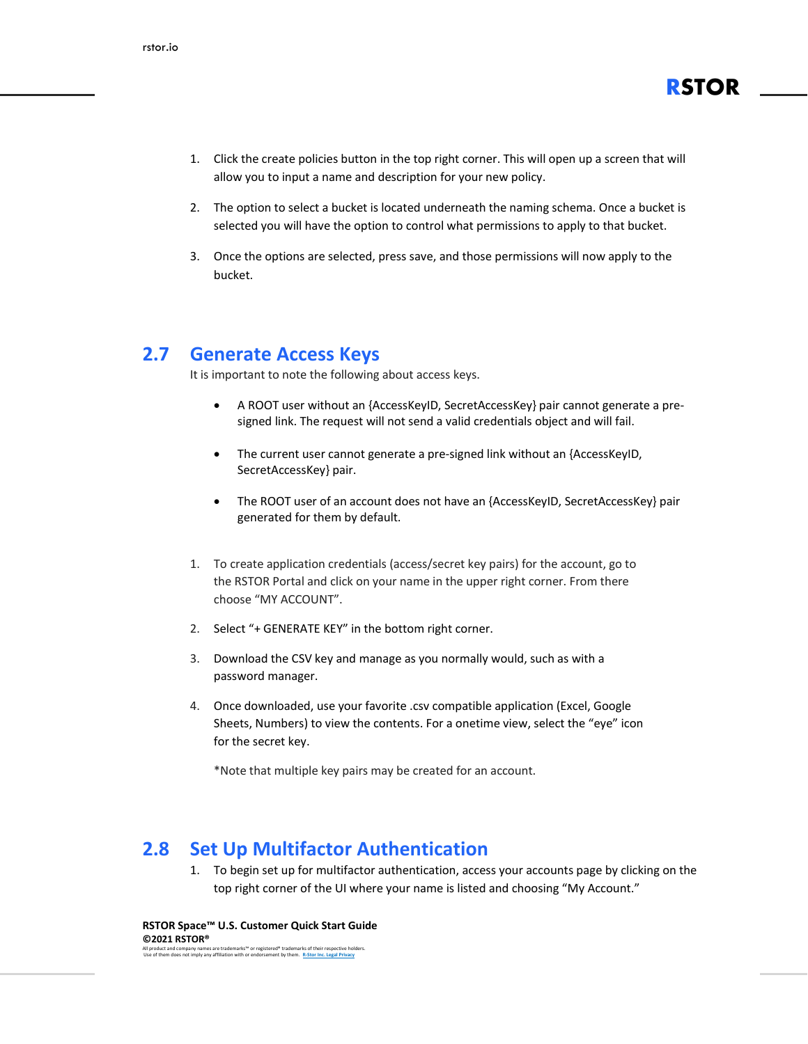1. Click the create policies button in the top right corner. This will open up a screen that will allow you to input a name and description for your new policy.

2. The option to select a bucket is located underneath the naming schema. Once a bucket is selected you will have the option to control what permissions to apply to that bucket.

3. Once the options are selected, press save, and those permissions will now apply to the bucket.

## 2.7 Generate Access Keys

It is important to note the following about access keys.

- A ROOT user without an {AccessKeyID, SecretAccessKey} pair cannot generate a pre-signed link. The request will not send a valid credentials object and will fail.

- The current user cannot generate a pre-signed link without an {AccessKeyID, SecretAccessKey} pair.

- The ROOT user of an account does not have an {AccessKeyID, SecretAccessKey} pair generated for them by default.

1. To create application credentials (access/secret key pairs) for the account, go to the RSTOR Portal and click on your name in the upper right corner. From there choose “MY ACCOUNT”.

2. Select “+ GENERATE KEY” in the bottom right corner.

3. Download the CSV key and manage as you normally would, such as with a password manager.

4. Once downloaded, use your favorite .csv compatible application (Excel, Google Sheets, Numbers) to view the contents. For a onetime view, select the “eye” icon for the secret key.

   *Note that multiple key pairs may be created for an account.

## 2.8 Set Up Multifactor Authentication

1. To begin set up for multifactor authentication, access your accounts page by clicking on the top right corner of the UI where your name is listed and choosing “My Account.”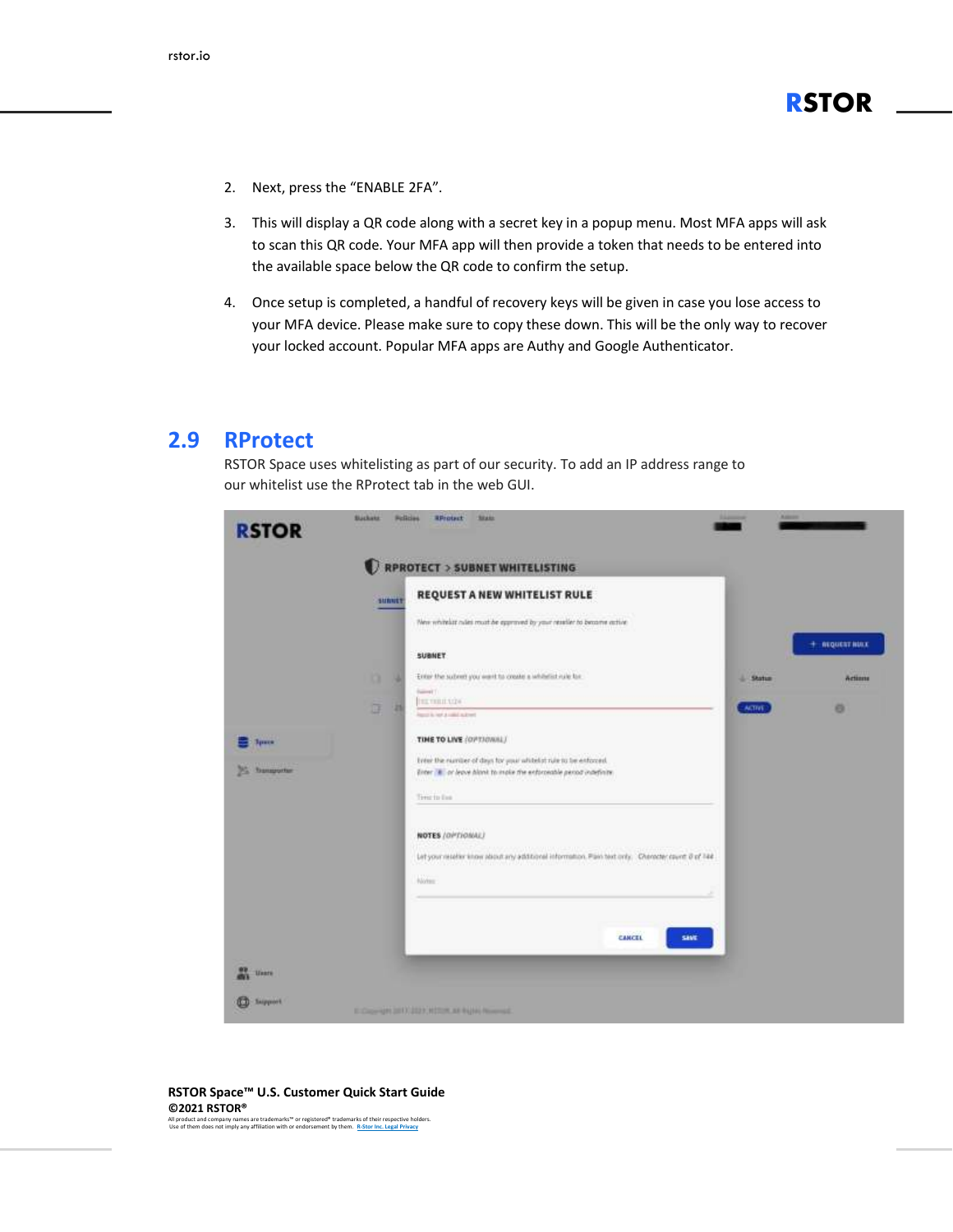2. Next, press the "ENABLE 2FA".

3. This will display a QR code along with a secret key in a popup menu. Most MFA apps will ask to scan this QR code. Your MFA app will then provide a token that needs to be entered into the available space below the QR code to confirm the setup.

4. Once setup is completed, a handful of recovery keys will be given in case you lose access to your MFA device. Please make sure to copy these down. This will be the only way to recover your locked account. Popular MFA apps are Authy and Google Authenticator.

## 2.9 RProtect

RSTOR Space uses whitelisting as part of our security. To add an IP address range to our whitelist use the RProtect tab in the web GUI.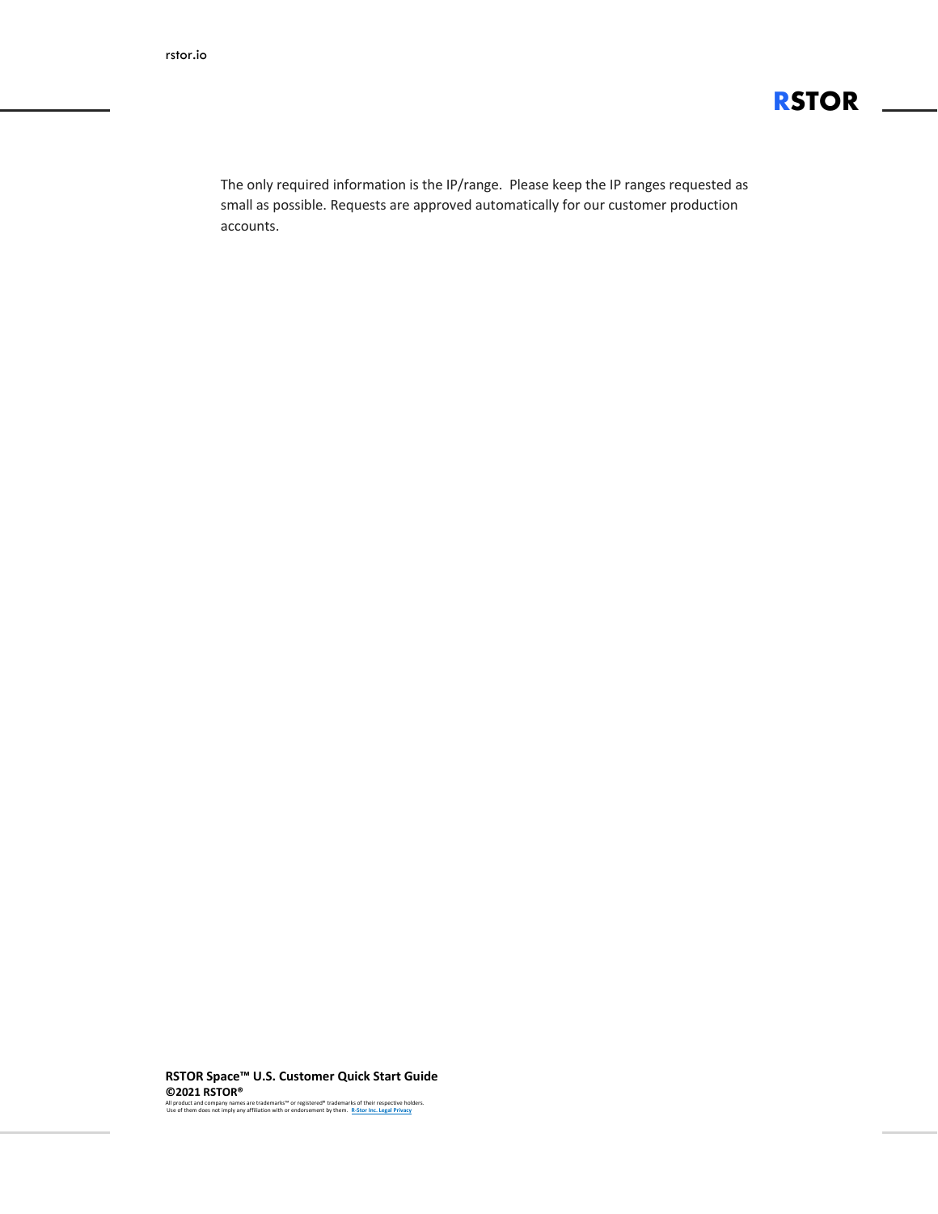The only required information is the IP/range. Please keep the IP ranges requested as small as possible. Requests are approved automatically for our customer production accounts.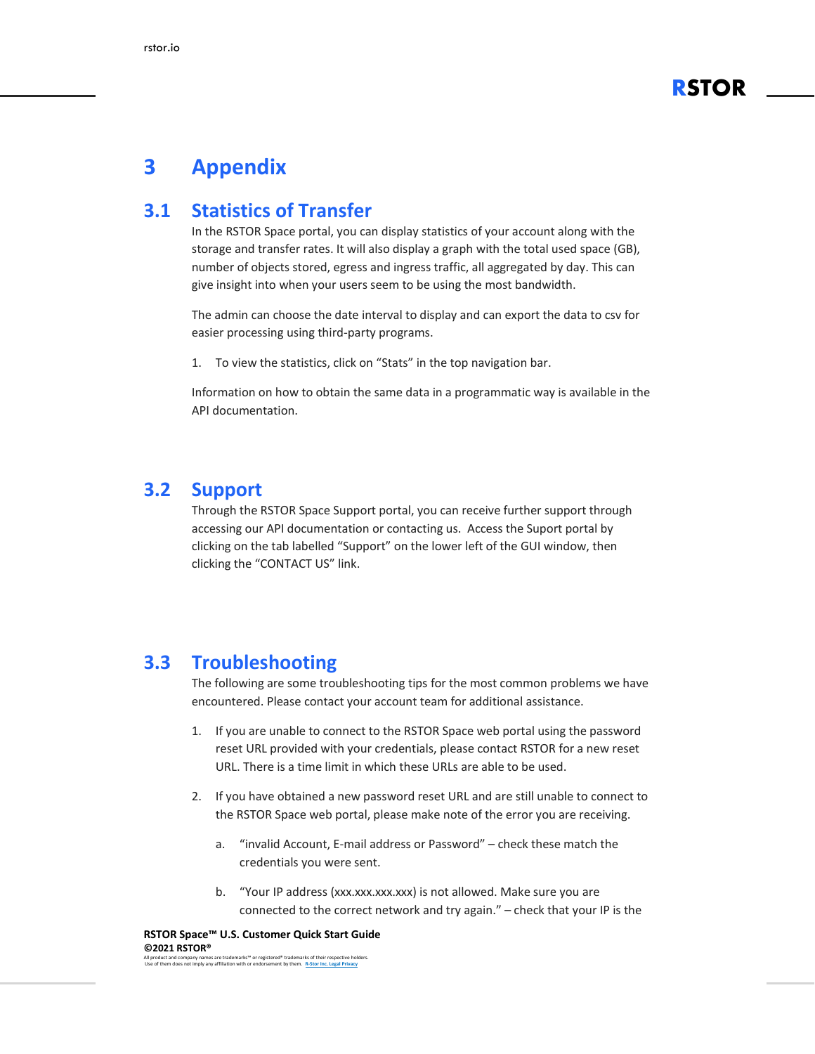# 3 Appendix

## 3.1 Statistics of Transfer

In the RSTOR Space portal, you can display statistics of your account along with the storage and transfer rates. It will also display a graph with the total used space (GB), number of objects stored, egress and ingress traffic, all aggregated by day. This can give insight into when your users seem to be using the most bandwidth.

The admin can choose the date interval to display and can export the data to csv for easier processing using third-party programs.

1. To view the statistics, click on "Stats" in the top navigation bar.

Information on how to obtain the same data in a programmatic way is available in the API documentation.

## 3.2 Support

Through the RSTOR Space Support portal, you can receive further support through accessing our API documentation or contacting us. Access the Suport portal by clicking on the tab labelled "Support" on the lower left of the GUI window, then clicking the "CONTACT US" link.

## 3.3 Troubleshooting

The following are some troubleshooting tips for the most common problems we have encountered. Please contact your account team for additional assistance.

1. If you are unable to connect to the RSTOR Space web portal using the password reset URL provided with your credentials, please contact RSTOR for a new reset URL. There is a time limit in which these URLs are able to be used.

2. If you have obtained a new password reset URL and are still unable to connect to the RSTOR Space web portal, please make note of the error you are receiving.

   a. "invalid Account, E-mail address or Password" – check these match the credentials you were sent.

   b. "Your IP address (xxx.xxx.xxx.xxx) is not allowed. Make sure you are connected to the correct network and try again." – check that your IP is the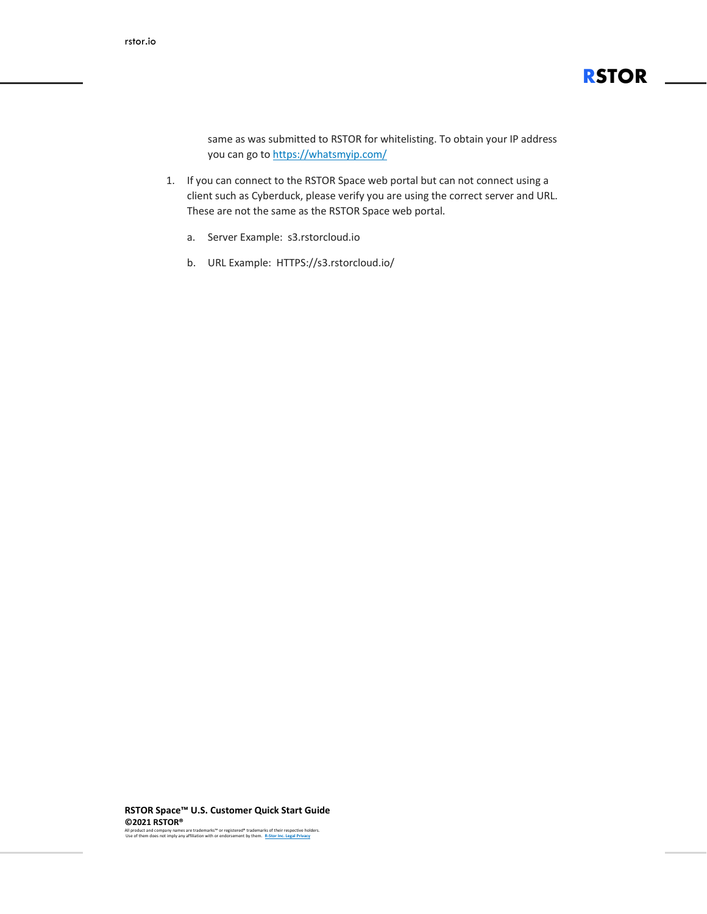same as was submitted to RSTOR for whitelisting. To obtain your IP address you can go to [https://whatsmyip.com/](https://whatsmyip.com/)

1. If you can connect to the RSTOR Space web portal but can not connect using a client such as Cyberduck, please verify you are using the correct server and URL. These are not the same as the RSTOR Space web portal.

   a. Server Example: s3.rstorcloud.io

   b. URL Example: HTTPS://s3.rstorcloud.io/